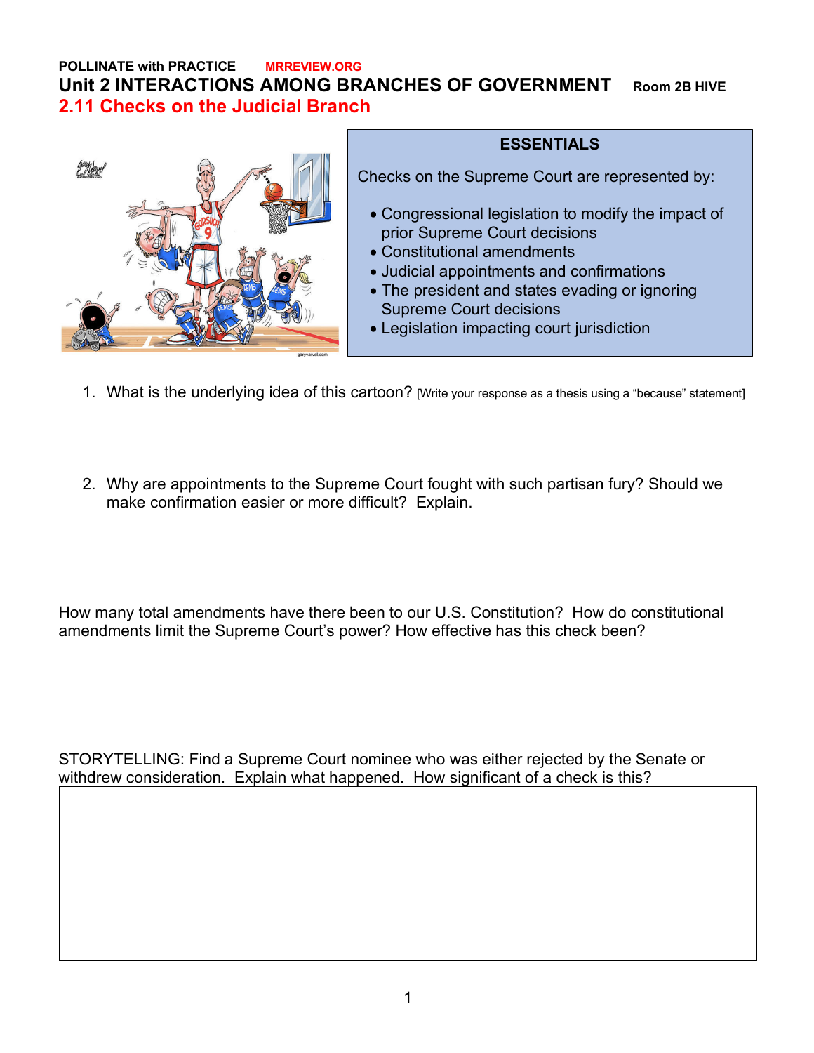**POLLINATE with PRACTICE** **MRREVIEW.ORG**

# Unit 2 INTERACTIONS AMONG BRANCHES OF GOVERNMENT Room 2B HIVE

## 2.11 Checks on the Judicial Branch

**ESSENTIALS**

Checks on the Supreme Court are represented by:

- Congressional legislation to modify the impact of prior Supreme Court decisions
- Constitutional amendments
- Judicial appointments and confirmations
- The president and states evading or ignoring Supreme Court decisions
- Legislation impacting court jurisdiction

1. What is the underlying idea of this cartoon? [Write your response as a thesis using a "because" statement]

2. Why are appointments to the Supreme Court fought with such partisan fury? Should we make confirmation easier or more difficult? Explain.

How many total amendments have there been to our U.S. Constitution? How do constitutional amendments limit the Supreme Court's power? How effective has this check been?

STORYTELLING: Find a Supreme Court nominee who was either rejected by the Senate or withdrew consideration. Explain what happened. How significant of a check is this?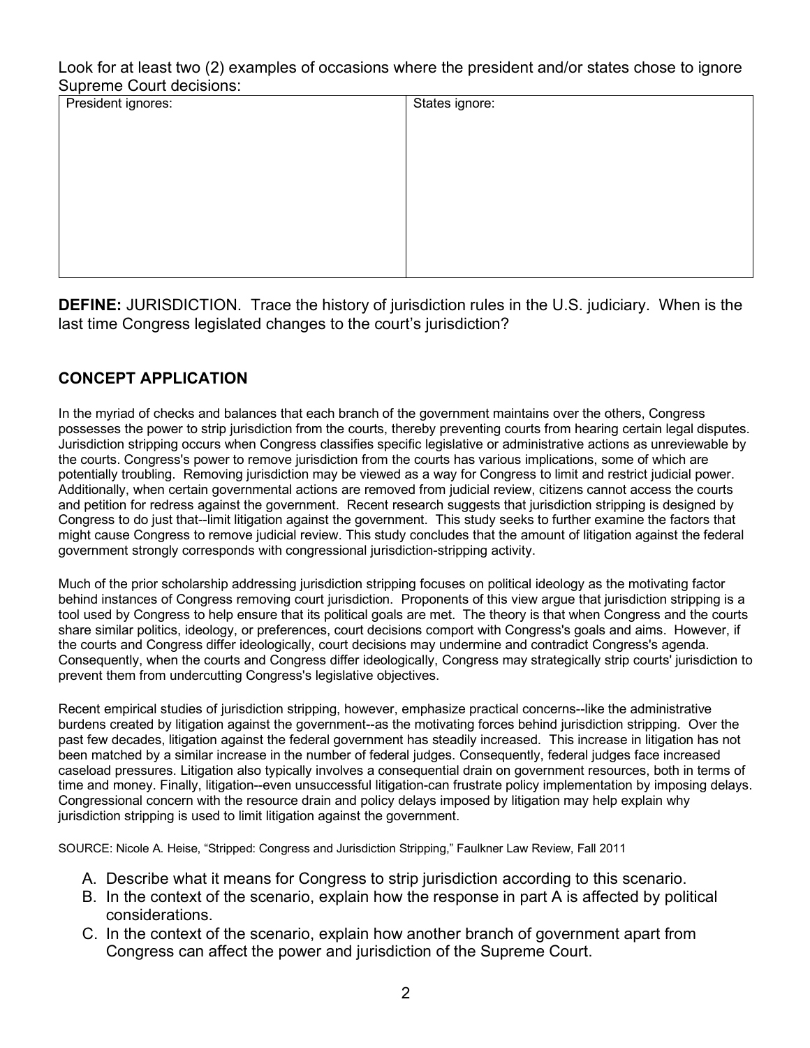Look for at least two (2) examples of occasions where the president and/or states chose to ignore Supreme Court decisions:

| President ignores: | States ignore: |
| --- | --- |
| | |

**DEFINE:** JURISDICTION. Trace the history of jurisdiction rules in the U.S. judiciary. When is the last time Congress legislated changes to the court's jurisdiction?

## CONCEPT APPLICATION

In the myriad of checks and balances that each branch of the government maintains over the others, Congress possesses the power to strip jurisdiction from the courts, thereby preventing courts from hearing certain legal disputes. Jurisdiction stripping occurs when Congress classifies specific legislative or administrative actions as unreviewable by the courts. Congress's power to remove jurisdiction from the courts has various implications, some of which are potentially troubling. Removing jurisdiction may be viewed as a way for Congress to limit and restrict judicial power. Additionally, when certain governmental actions are removed from judicial review, citizens cannot access the courts and petition for redress against the government. Recent research suggests that jurisdiction stripping is designed by Congress to do just that--limit litigation against the government. This study seeks to further examine the factors that might cause Congress to remove judicial review. This study concludes that the amount of litigation against the federal government strongly corresponds with congressional jurisdiction-stripping activity.

Much of the prior scholarship addressing jurisdiction stripping focuses on political ideology as the motivating factor behind instances of Congress removing court jurisdiction. Proponents of this view argue that jurisdiction stripping is a tool used by Congress to help ensure that its political goals are met. The theory is that when Congress and the courts share similar politics, ideology, or preferences, court decisions comport with Congress's goals and aims. However, if the courts and Congress differ ideologically, court decisions may undermine and contradict Congress's agenda. Consequently, when the courts and Congress differ ideologically, Congress may strategically strip courts' jurisdiction to prevent them from undercutting Congress's legislative objectives.

Recent empirical studies of jurisdiction stripping, however, emphasize practical concerns--like the administrative burdens created by litigation against the government--as the motivating forces behind jurisdiction stripping. Over the past few decades, litigation against the federal government has steadily increased. This increase in litigation has not been matched by a similar increase in the number of federal judges. Consequently, federal judges face increased caseload pressures. Litigation also typically involves a consequential drain on government resources, both in terms of time and money. Finally, litigation--even unsuccessful litigation-can frustrate policy implementation by imposing delays. Congressional concern with the resource drain and policy delays imposed by litigation may help explain why jurisdiction stripping is used to limit litigation against the government.

SOURCE: Nicole A. Heise, "Stripped: Congress and Jurisdiction Stripping," Faulkner Law Review, Fall 2011

A. Describe what it means for Congress to strip jurisdiction according to this scenario.
B. In the context of the scenario, explain how the response in part A is affected by political considerations.
C. In the context of the scenario, explain how another branch of government apart from Congress can affect the power and jurisdiction of the Supreme Court.